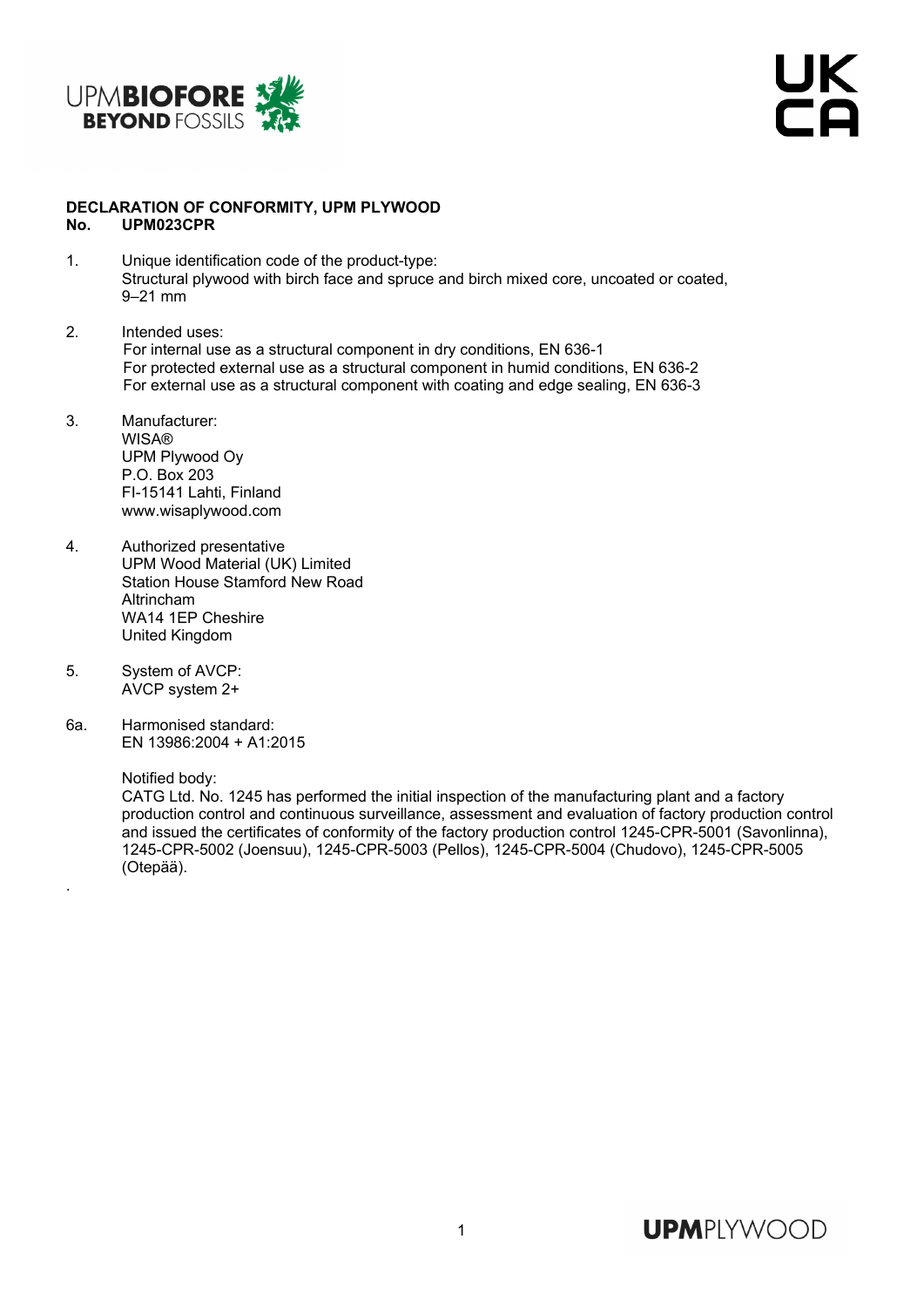**DECLARATION OF CONFORMITY, UPM PLYWOOD**
**No. UPM023CPR**

1. Unique identification code of the product-type:
   Structural plywood with birch face and spruce and birch mixed core, uncoated or coated, 9–21 mm

2. Intended uses:
   For internal use as a structural component in dry conditions, EN 636-1
   For protected external use as a structural component in humid conditions, EN 636-2
   For external use as a structural component with coating and edge sealing, EN 636-3

3. Manufacturer:
   WISA®
   UPM Plywood Oy
   P.O. Box 203
   FI-15141 Lahti, Finland
   www.wisaplywood.com

4. Authorized presentative
   UPM Wood Material (UK) Limited
   Station House Stamford New Road
   Altrincham
   WA14 1EP Cheshire
   United Kingdom

5. System of AVCP:
   AVCP system 2+

6a. Harmonised standard:
   EN 13986:2004 + A1:2015

   Notified body:
   CATG Ltd. No. 1245 has performed the initial inspection of the manufacturing plant and a factory production control and continuous surveillance, assessment and evaluation of factory production control and issued the certificates of conformity of the factory production control 1245-CPR-5001 (Savonlinna), 1245-CPR-5002 (Joensuu), 1245-CPR-5003 (Pellos), 1245-CPR-5004 (Chudovo), 1245-CPR-5005 (Otepää).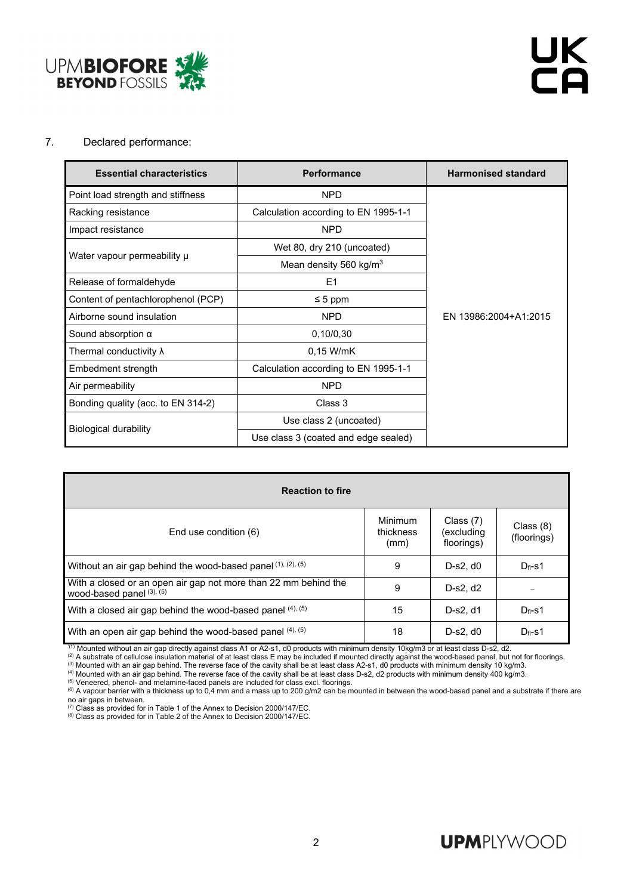7. Declared performance:

| Essential characteristics | Performance | Harmonised standard |
|---|---|---|
| Point load strength and stiffness | NPD | EN 13986:2004+A1:2015 |
| Racking resistance | Calculation according to EN 1995-1-1 | |
| Impact resistance | NPD | |
| Water vapour permeability μ | Wet 80, dry 210 (uncoated) | |
| | Mean density 560 kg/m$^3$ | |
| Release of formaldehyde | E1 | |
| Content of pentachlorophenol (PCP) | ≤ 5 ppm | |
| Airborne sound insulation | NPD | |
| Sound absorption α | 0,10/0,30 | |
| Thermal conductivity λ | 0,15 W/mK | |
| Embedment strength | Calculation according to EN 1995-1-1 | |
| Air permeability | NPD | |
| Bonding quality (acc. to EN 314-2) | Class 3 | |
| Biological durability | Use class 2 (uncoated) | |
| | Use class 3 (coated and edge sealed) | |

| Reaction to fire | | | |
|---|---|---|---|
| End use condition (6) | Minimum thickness (mm) | Class (7) (excluding floorings) | Class (8) (floorings) |
| Without an air gap behind the wood-based panel [(1), (2), (5)] | 9 | D-s2, d0 | $D_{fl}$-s1 |
| With a closed or an open air gap not more than 22 mm behind the wood-based panel [(3), (5)] | 9 | D-s2, d2 | – |
| With a closed air gap behind the wood-based panel [(4), (5)] | 15 | D-s2, d1 | $D_{fl}$-s1 |
| With an open air gap behind the wood-based panel [(4), (5)] | 18 | D-s2, d0 | $D_{fl}$-s1 |

[(1)] Mounted without an air gap directly against class A1 or A2-s1, d0 products with minimum density 10kg/m3 or at least class D-s2, d2.
[(2)] A substrate of cellulose insulation material of at least class E may be included if mounted directly against the wood-based panel, but not for floorings.
[(3)] Mounted with an air gap behind. The reverse face of the cavity shall be at least class A2-s1, d0 products with minimum density 10 kg/m3.
[(4)] Mounted with an air gap behind. The reverse face of the cavity shall be at least class D-s2, d2 products with minimum density 400 kg/m3.
[(5)] Veneered, phenol- and melamine-faced panels are included for class excl. floorings.
[(6)] A vapour barrier with a thickness up to 0,4 mm and a mass up to 200 g/m2 can be mounted in between the wood-based panel and a substrate if there are no air gaps in between.
[(7)] Class as provided for in Table 1 of the Annex to Decision 2000/147/EC.
[(8)] Class as provided for in Table 2 of the Annex to Decision 2000/147/EC.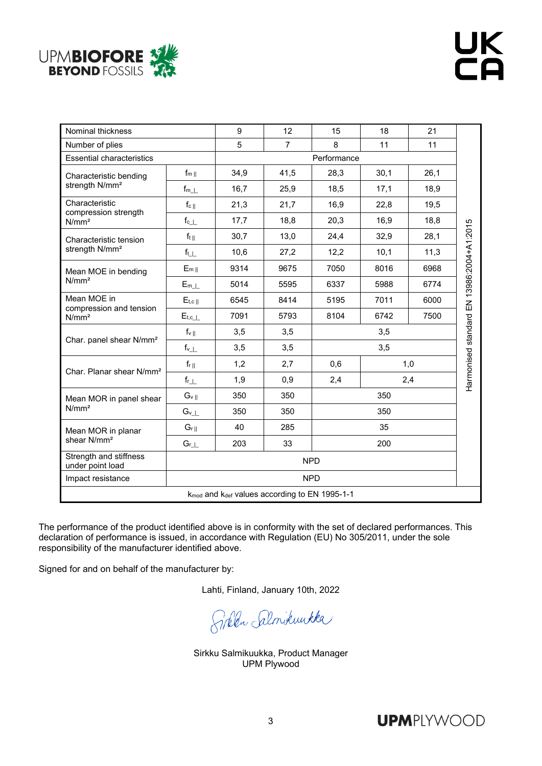| Nominal thickness | | 9 | 12 | 15 | 18 | 21 | Harmonised standard EN 13986:2004+A1:2015 |
|---|---|---|---|---|---|---|---|
| Number of plies | | 5 | 7 | 8 | 11 | 11 | |
| Essential characteristics | | Performance | | | | | |
| Characteristic bending strength N/mm² | $f_{m \parallel}$ | 34,9 | 41,5 | 28,3 | 30,1 | 26,1 | |
| | $f_{m \perp}$ | 16,7 | 25,9 | 18,5 | 17,1 | 18,9 | |
| Characteristic compression strength N/mm² | $f_{c \parallel}$ | 21,3 | 21,7 | 16,9 | 22,8 | 19,5 | |
| | $f_{c \perp}$ | 17,7 | 18,8 | 20,3 | 16,9 | 18,8 | |
| Characteristic tension strength N/mm² | $f_{t \parallel}$ | 30,7 | 13,0 | 24,4 | 32,9 | 28,1 | |
| | $f_{t \perp}$ | 10,6 | 27,2 | 12,2 | 10,1 | 11,3 | |
| Mean MOE in bending N/mm² | $E_{m \parallel}$ | 9314 | 9675 | 7050 | 8016 | 6968 | |
| | $E_{m \perp}$ | 5014 | 5595 | 6337 | 5988 | 6774 | |
| Mean MOE in compression and tension N/mm² | $E_{t,c \parallel}$ | 6545 | 8414 | 5195 | 7011 | 6000 | |
| | $E_{t,c \perp}$ | 7091 | 5793 | 8104 | 6742 | 7500 | |
| Char. panel shear N/mm² | $f_{v \parallel}$ | 3,5 | 3,5 | 3,5 | | | |
| | $f_{v \perp}$ | 3,5 | 3,5 | 3,5 | | | |
| Char. Planar shear N/mm² | $f_{r \parallel}$ | 1,2 | 2,7 | 0,6 | 1,0 | | |
| | $f_{r \perp}$ | 1,9 | 0,9 | 2,4 | 2,4 | | |
| Mean MOR in panel shear N/mm² | $G_{v \parallel}$ | 350 | 350 | 350 | | | |
| | $G_{v \perp}$ | 350 | 350 | 350 | | | |
| Mean MOR in planar shear N/mm² | $G_{r \parallel}$ | 40 | 285 | 35 | | | |
| | $G_{r \perp}$ | 203 | 33 | 200 | | | |
| Strength and stiffness under point load | NPD | | | | | | |
| Impact resistance | NPD | | | | | | |
| $k_{mod}$ and $k_{def}$ values according to EN 1995-1-1 | | | | | | | |

The performance of the product identified above is in conformity with the set of declared performances. This declaration of performance is issued, in accordance with Regulation (EU) No 305/2011, under the sole responsibility of the manufacturer identified above.

Signed for and on behalf of the manufacturer by:

Lahti, Finland, January 10th, 2022

Sirkku Salmikuukka, Product Manager
UPM Plywood